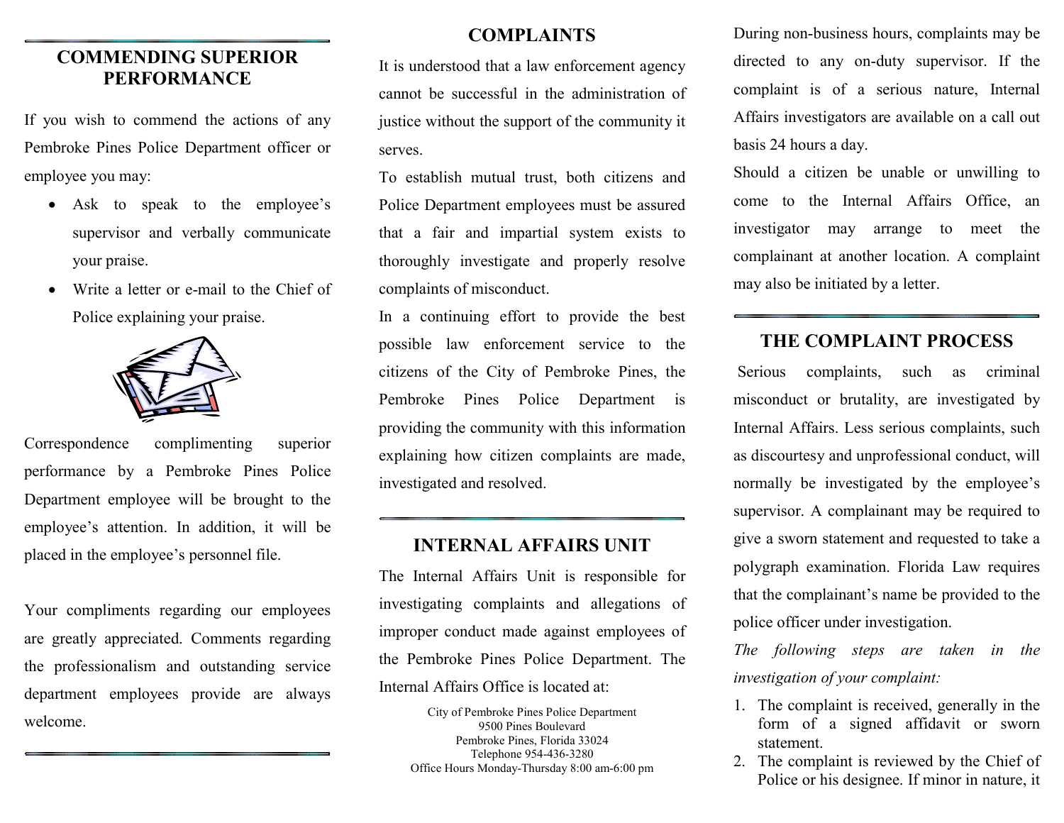## COMMENDING SUPERIOR PERFORMANCE

If you wish to commend the actions of any Pembroke Pines Police Department officer or employee you may:

- Ask to speak to the employee's supervisor and verbally communicate your praise.
- Write a letter or e-mail to the Chief of Police explaining your praise.

Correspondence complimenting superior performance by a Pembroke Pines Police Department employee will be brought to the employee's attention. In addition, it will be placed in the employee's personnel file.

Your compliments regarding our employees are greatly appreciated. Comments regarding the professionalism and outstanding service department employees provide are always welcome.

## COMPLAINTS

It is understood that a law enforcement agency cannot be successful in the administration of justice without the support of the community it serves.

To establish mutual trust, both citizens and Police Department employees must be assured that a fair and impartial system exists to thoroughly investigate and properly resolve complaints of misconduct.

In a continuing effort to provide the best possible law enforcement service to the citizens of the City of Pembroke Pines, the Pembroke Pines Police Department is providing the community with this information explaining how citizen complaints are made, investigated and resolved.

## INTERNAL AFFAIRS UNIT

The Internal Affairs Unit is responsible for investigating complaints and allegations of improper conduct made against employees of the Pembroke Pines Police Department. The Internal Affairs Office is located at:

City of Pembroke Pines Police Department
9500 Pines Boulevard
Pembroke Pines, Florida 33024
Telephone 954-436-3280
Office Hours Monday-Thursday 8:00 am-6:00 pm

During non-business hours, complaints may be directed to any on-duty supervisor. If the complaint is of a serious nature, Internal Affairs investigators are available on a call out basis 24 hours a day.

Should a citizen be unable or unwilling to come to the Internal Affairs Office, an investigator may arrange to meet the complainant at another location. A complaint may also be initiated by a letter.

## THE COMPLAINT PROCESS

Serious complaints, such as criminal misconduct or brutality, are investigated by Internal Affairs. Less serious complaints, such as discourtesy and unprofessional conduct, will normally be investigated by the employee's supervisor. A complainant may be required to give a sworn statement and requested to take a polygraph examination. Florida Law requires that the complainant's name be provided to the police officer under investigation.

*The following steps are taken in the investigation of your complaint:*

1. The complaint is received, generally in the form of a signed affidavit or sworn statement.
2. The complaint is reviewed by the Chief of Police or his designee. If minor in nature, it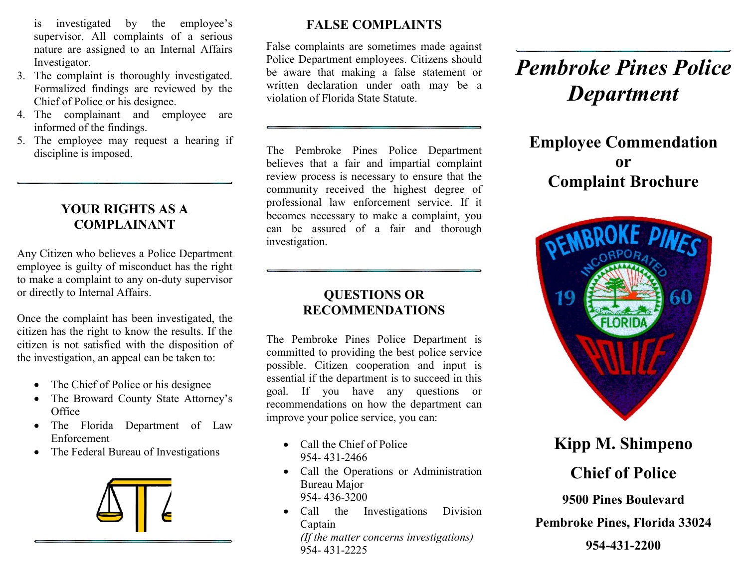is investigated by the employee's supervisor. All complaints of a serious nature are assigned to an Internal Affairs Investigator.

3. The complaint is thoroughly investigated. Formalized findings are reviewed by the Chief of Police or his designee.
4. The complainant and employee are informed of the findings.
5. The employee may request a hearing if discipline is imposed.

## YOUR RIGHTS AS A COMPLAINANT

Any Citizen who believes a Police Department employee is guilty of misconduct has the right to make a complaint to any on-duty supervisor or directly to Internal Affairs.

Once the complaint has been investigated, the citizen has the right to know the results. If the citizen is not satisfied with the disposition of the investigation, an appeal can be taken to:

- The Chief of Police or his designee
- The Broward County State Attorney's Office
- The Florida Department of Law Enforcement
- The Federal Bureau of Investigations

## FALSE COMPLAINTS

False complaints are sometimes made against Police Department employees. Citizens should be aware that making a false statement or written declaration under oath may be a violation of Florida State Statute.

The Pembroke Pines Police Department believes that a fair and impartial complaint review process is necessary to ensure that the community received the highest degree of professional law enforcement service. If it becomes necessary to make a complaint, you can be assured of a fair and thorough investigation.

## QUESTIONS OR RECOMMENDATIONS

The Pembroke Pines Police Department is committed to providing the best police service possible. Citizen cooperation and input is essential if the department is to succeed in this goal. If you have any questions or recommendations on how the department can improve your police service, you can:

- Call the Chief of Police
  954- 431-2466
- Call the Operations or Administration Bureau Major
  954- 436-3200
- Call the Investigations Division Captain
  *(If the matter concerns investigations)*
  954- 431-2225

# *Pembroke Pines Police Department*

## Employee Commendation or Complaint Brochure

**Kipp M. Shimpeno**

**Chief of Police**

**9500 Pines Boulevard**

**Pembroke Pines, Florida 33024**

**954-431-2200**